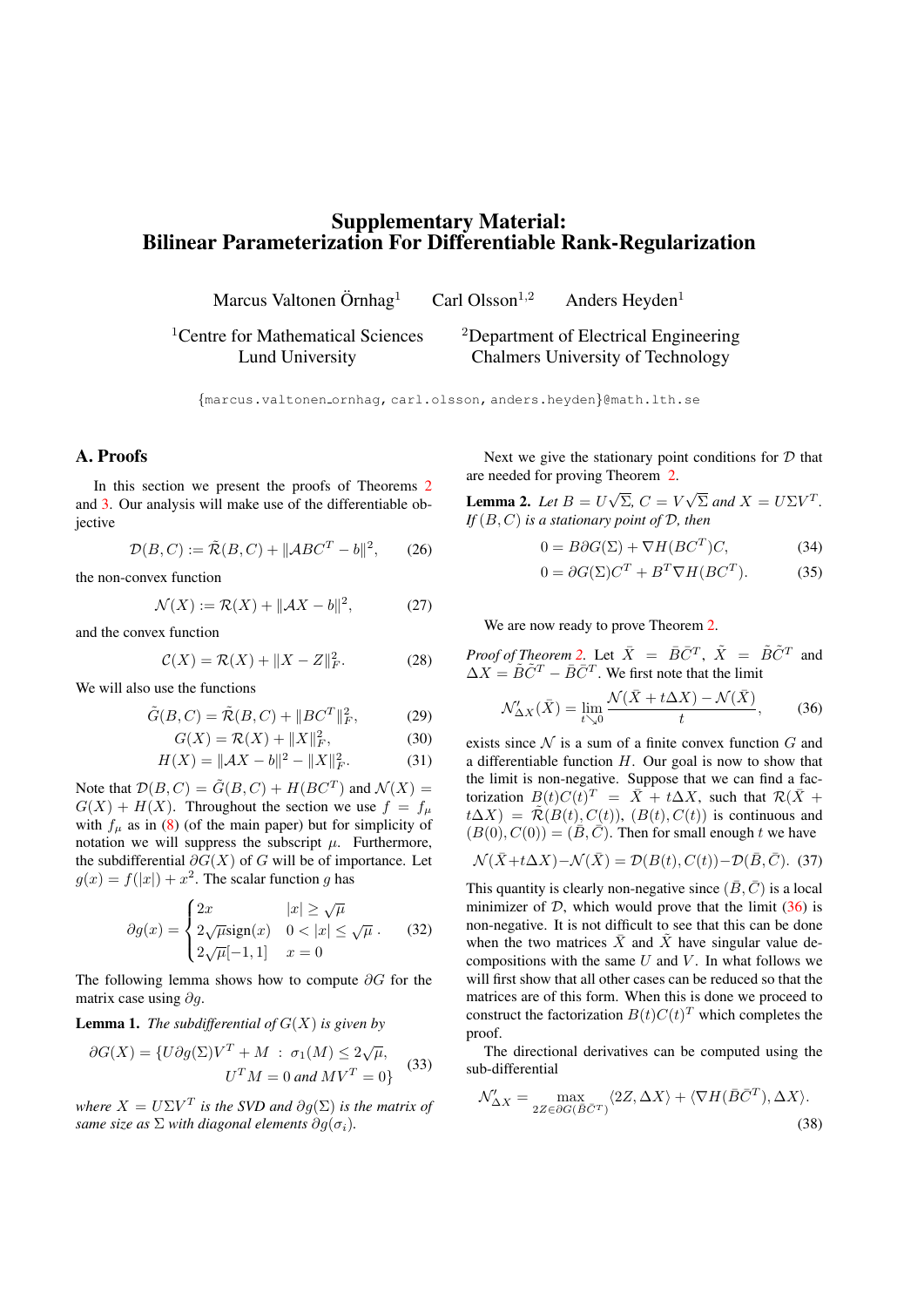# Supplementary Material: Bilinear Parameterization For Differentiable Rank-Regularization

Marcus Valtonen Örnhag[1] Carl Olsson[1,2] Anders Heyden[1]

[1]Centre for Mathematical Sciences, Lund University

[2]Department of Electrical Engineering, Chalmers University of Technology

{marcus.valtonen_ornhag, carl.olsson, anders.heyden}@math.lth.se

## A. Proofs

In this section we present the proofs of Theorems 2 and 3. Our analysis will make use of the differentiable objective

$$\mathcal{D}(B,C) := \tilde{\mathcal{R}}(B,C) + \|\mathcal{A}BC^T - b\|^2, \tag{26}$$

the non-convex function

$$\mathcal{N}(X) := \mathcal{R}(X) + \|\mathcal{A}X - b\|^2, \tag{27}$$

and the convex function

$$\mathcal{C}(X) = \mathcal{R}(X) + \|X - Z\|_F^2. \tag{28}$$

We will also use the functions

$$\tilde{G}(B,C) = \tilde{\mathcal{R}}(B,C) + \|BC^T\|_F^2, \tag{29}$$

$$G(X) = \mathcal{R}(X) + \|X\|_F^2, \tag{30}$$

$$H(X) = \|\mathcal{A}X - b\|^2 - \|X\|_F^2. \tag{31}$$

Note that $\mathcal{D}(B,C) = \tilde{G}(B,C) + H(BC^T)$ and $\mathcal{N}(X) = G(X) + H(X)$. Throughout the section we use $f = f_\mu$ with $f_\mu$ as in (8) (of the main paper) but for simplicity of notation we will suppress the subscript $\mu$. Furthermore, the subdifferential $\partial G(X)$ of $G$ will be of importance. Let $g(x) = f(|x|) + x^2$. The scalar function $g$ has

$$\partial g(x) = \begin{cases} 2x & |x| \geq \sqrt{\mu} \\ 2\sqrt{\mu}\text{sign}(x) & 0 < |x| \leq \sqrt{\mu} \\ 2\sqrt{\mu}[-1,1] & x = 0 \end{cases}. \tag{32}$$

The following lemma shows how to compute $\partial G$ for the matrix case using $\partial g$.

**Lemma 1.** *The subdifferential of $G(X)$ is given by*

$$\partial G(X) = \{U\partial g(\Sigma)V^T + M \;:\; \sigma_1(M) \leq 2\sqrt{\mu}, \; U^T M = 0 \text{ and } MV^T = 0\} \tag{33}$$

*where $X = U\Sigma V^T$ is the SVD and $\partial g(\Sigma)$ is the matrix of same size as $\Sigma$ with diagonal elements $\partial g(\sigma_i)$.*

Next we give the stationary point conditions for $\mathcal{D}$ that are needed for proving Theorem 2.

**Lemma 2.** *Let $B = U\sqrt{\Sigma}$, $C = V\sqrt{\Sigma}$ and $X = U\Sigma V^T$. If $(B,C)$ is a stationary point of $\mathcal{D}$, then*

$$0 = B\partial G(\Sigma) + \nabla H(BC^T)C, \tag{34}$$

$$0 = \partial G(\Sigma)C^T + B^T \nabla H(BC^T). \tag{35}$$

We are now ready to prove Theorem 2.

*Proof of Theorem 2.* Let $\bar{X} = \bar{B}\bar{C}^T$, $\tilde{X} = \tilde{B}\tilde{C}^T$ and $\Delta X = \tilde{B}\tilde{C}^T - \bar{B}\bar{C}^T$. We first note that the limit

$$\mathcal{N}'_{\Delta X}(\bar{X}) = \lim_{t \searrow 0} \frac{\mathcal{N}(\bar{X} + t\Delta X) - \mathcal{N}(\bar{X})}{t}, \tag{36}$$

exists since $\mathcal{N}$ is a sum of a finite convex function $G$ and a differentiable function $H$. Our goal is now to show that the limit is non-negative. Suppose that we can find a factorization $B(t)C(t)^T = \bar{X} + t\Delta X$, such that $\mathcal{R}(\bar{X} + t\Delta X) = \tilde{\mathcal{R}}(B(t), C(t))$, $(B(t), C(t))$ is continuous and $(B(0), C(0)) = (\bar{B}, \bar{C})$. Then for small enough $t$ we have

$$\mathcal{N}(\bar{X}+t\Delta X) - \mathcal{N}(\bar{X}) = \mathcal{D}(B(t),C(t)) - \mathcal{D}(\bar{B},\bar{C}). \tag{37}$$

This quantity is clearly non-negative since $(\bar{B},\bar{C})$ is a local minimizer of $\mathcal{D}$, which would prove that the limit (36) is non-negative. It is not difficult to see that this can be done when the two matrices $\bar{X}$ and $\tilde{X}$ have singular value decompositions with the same $U$ and $V$. In what follows we will first show that all other cases can be reduced so that the matrices are of this form. When this is done we proceed to construct the factorization $B(t)C(t)^T$ which completes the proof.

The directional derivatives can be computed using the sub-differential

$$\mathcal{N}'_{\Delta X} = \max_{2Z \in \partial G(\bar{B}\bar{C}^T)} \langle 2Z, \Delta X \rangle + \langle \nabla H(\bar{B}\bar{C}^T), \Delta X \rangle. \tag{38}$$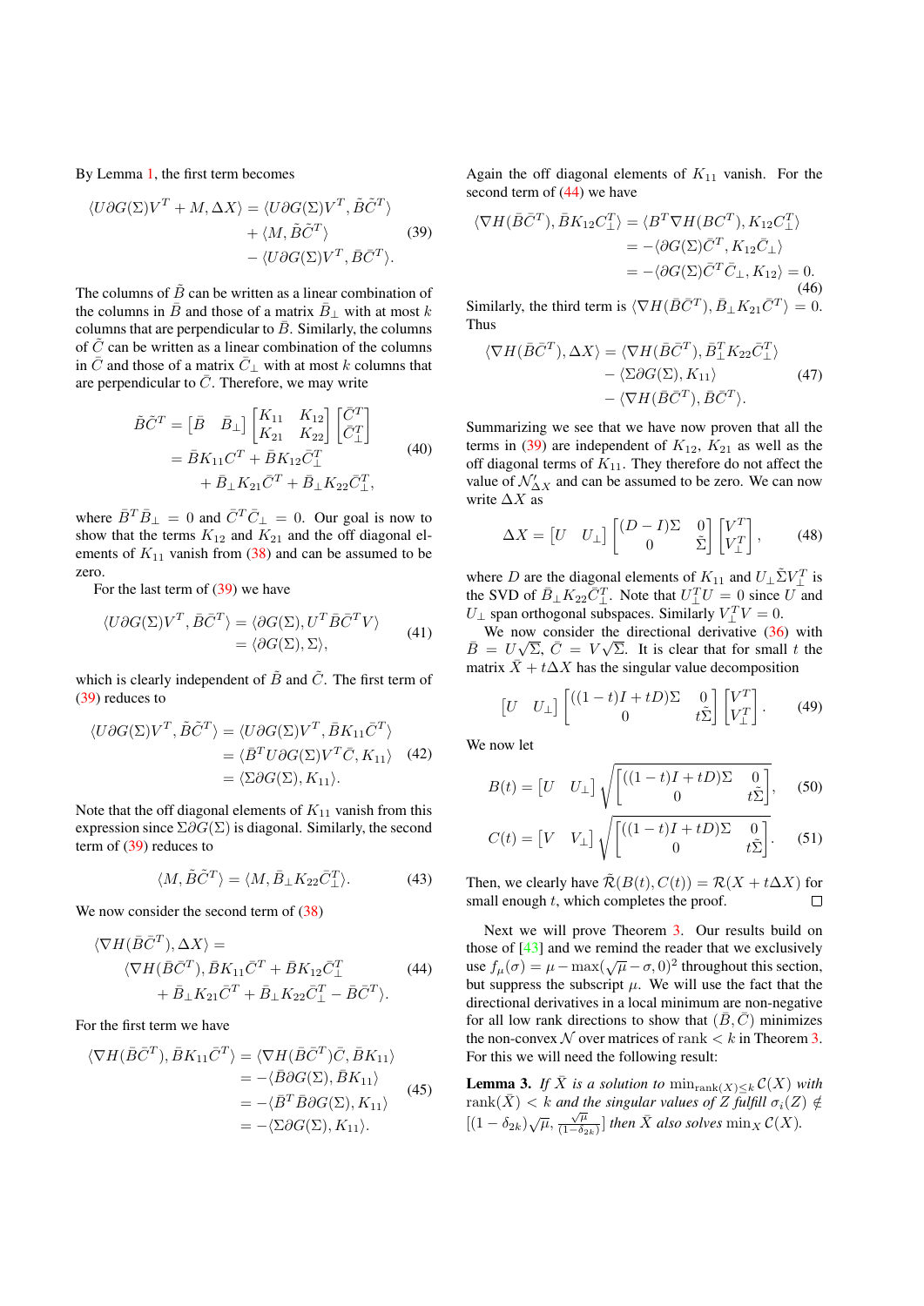By Lemma 1, the first term becomes

$$
\begin{aligned}
\langle U\partial G(\Sigma)V^T + M, \Delta X\rangle = \langle U\partial G(\Sigma)V^T, \tilde{B}\tilde{C}^T\rangle \\
+ \langle M, \tilde{B}\tilde{C}^T\rangle \\
- \langle U\partial G(\Sigma)V^T, \bar{B}\bar{C}^T\rangle.
\end{aligned} \tag{39}
$$

The columns of $\tilde{B}$ can be written as a linear combination of the columns in $\bar{B}$ and those of a matrix $\bar{B}_\perp$ with at most $k$ columns that are perpendicular to $\bar{B}$. Similarly, the columns of $\tilde{C}$ can be written as a linear combination of the columns in $\bar{C}$ and those of a matrix $\bar{C}_\perp$ with at most $k$ columns that are perpendicular to $\bar{C}$. Therefore, we may write

$$
\begin{aligned}
\tilde{B}\tilde{C}^T &= \begin{bmatrix}\bar{B} & \bar{B}_\perp\end{bmatrix}\begin{bmatrix}K_{11} & K_{12} \\ K_{21} & K_{22}\end{bmatrix}\begin{bmatrix}\bar{C}^T \\ \bar{C}_\perp^T\end{bmatrix} \\
&= \bar{B}K_{11}C^T + \bar{B}K_{12}\bar{C}_\perp^T \\
&\quad + \bar{B}_\perp K_{21}\bar{C}^T + \bar{B}_\perp K_{22}\bar{C}_\perp^T,
\end{aligned} \tag{40}
$$

where $\bar{B}^T\bar{B}_\perp = 0$ and $\bar{C}^T\bar{C}_\perp = 0$. Our goal is now to show that the terms $K_{12}$ and $K_{21}$ and the off diagonal elements of $K_{11}$ vanish from (38) and can be assumed to be zero.

For the last term of (39) we have

$$
\begin{aligned}
\langle U\partial G(\Sigma)V^T, \bar{B}\bar{C}^T\rangle &= \langle \partial G(\Sigma), U^T\bar{B}\bar{C}^TV\rangle \\
&= \langle \partial G(\Sigma), \Sigma\rangle,
\end{aligned} \tag{41}
$$

which is clearly independent of $\tilde{B}$ and $\tilde{C}$. The first term of (39) reduces to

$$
\begin{aligned}
\langle U\partial G(\Sigma)V^T, \tilde{B}\tilde{C}^T\rangle &= \langle U\partial G(\Sigma)V^T, \bar{B}K_{11}\bar{C}^T\rangle \\
&= \langle \bar{B}^TU\partial G(\Sigma)V^T\bar{C}, K_{11}\rangle \\
&= \langle \Sigma\partial G(\Sigma), K_{11}\rangle.
\end{aligned} \tag{42}
$$

Note that the off diagonal elements of $K_{11}$ vanish from this expression since $\Sigma\partial G(\Sigma)$ is diagonal. Similarly, the second term of (39) reduces to

$$
\langle M, \tilde{B}\tilde{C}^T\rangle = \langle M, \bar{B}_\perp K_{22}\bar{C}_\perp^T\rangle. \tag{43}
$$

We now consider the second term of (38)

$$
\begin{aligned}
&\langle \nabla H(\bar{B}\bar{C}^T), \Delta X\rangle = \\
&\quad\langle \nabla H(\bar{B}\bar{C}^T), \bar{B}K_{11}\bar{C}^T + \bar{B}K_{12}\bar{C}_\perp^T \\
&\quad + \bar{B}_\perp K_{21}\bar{C}^T + \bar{B}_\perp K_{22}\bar{C}_\perp^T - \bar{B}\bar{C}^T\rangle.
\end{aligned} \tag{44}
$$

For the first term we have

$$
\begin{aligned}
\langle \nabla H(\bar{B}\bar{C}^T), \bar{B}K_{11}\bar{C}^T\rangle &= \langle \nabla H(\bar{B}\bar{C}^T)\bar{C}, \bar{B}K_{11}\rangle \\
&= -\langle \bar{B}\partial G(\Sigma), \bar{B}K_{11}\rangle \\
&= -\langle \bar{B}^T\bar{B}\partial G(\Sigma), K_{11}\rangle \\
&= -\langle \Sigma\partial G(\Sigma), K_{11}\rangle.
\end{aligned} \tag{45}
$$

Again the off diagonal elements of $K_{11}$ vanish. For the second term of (44) we have

$$
\begin{aligned}
\langle \nabla H(\bar{B}\bar{C}^T), \bar{B}K_{12}C_\perp^T\rangle &= \langle B^T\nabla H(BC^T), K_{12}C_\perp^T\rangle \\
&= -\langle \partial G(\Sigma)\bar{C}^T, K_{12}\bar{C}_\perp\rangle \\
&= -\langle \partial G(\Sigma)\bar{C}^T\bar{C}_\perp, K_{12}\rangle = 0.
\end{aligned} \tag{46}
$$

Similarly, the third term is $\langle \nabla H(\bar{B}\bar{C}^T), \bar{B}_\perp K_{21}\bar{C}^T\rangle = 0$. Thus

$$
\begin{aligned}
\langle \nabla H(\bar{B}\bar{C}^T), \Delta X\rangle = \langle \nabla H(\bar{B}\bar{C}^T), \bar{B}_\perp^T K_{22}\bar{C}_\perp^T\rangle \\
- \langle \Sigma\partial G(\Sigma), K_{11}\rangle \\
- \langle \nabla H(\bar{B}\bar{C}^T), \bar{B}\bar{C}^T\rangle.
\end{aligned} \tag{47}
$$

Summarizing we see that we have now proven that all the terms in (39) are independent of $K_{12}$, $K_{21}$ as well as the off diagonal terms of $K_{11}$. They therefore do not affect the value of $\mathcal{N}'_{\Delta X}$ and can be assumed to be zero. We can now write $\Delta X$ as

$$
\Delta X = \begin{bmatrix}U & U_\perp\end{bmatrix}\begin{bmatrix}(D-I)\Sigma & 0 \\ 0 & \tilde{\Sigma}\end{bmatrix}\begin{bmatrix}V^T \\ V_\perp^T\end{bmatrix}, \tag{48}
$$

where $D$ are the diagonal elements of $K_{11}$ and $U_\perp\tilde{\Sigma}V_\perp^T$ is the SVD of $\bar{B}_\perp K_{22}\bar{C}_\perp^T$. Note that $U_\perp^TU = 0$ since $U$ and $U_\perp$ span orthogonal subspaces. Similarly $V_\perp^TV = 0$.

We now consider the directional derivative (36) with $\bar{B} = U\sqrt{\Sigma}$, $\bar{C} = V\sqrt{\Sigma}$. It is clear that for small $t$ the matrix $\bar{X} + t\Delta X$ has the singular value decomposition

$$
\begin{bmatrix}U & U_\perp\end{bmatrix}\begin{bmatrix}((1-t)I + tD)\Sigma & 0 \\ 0 & t\tilde{\Sigma}\end{bmatrix}\begin{bmatrix}V^T \\ V_\perp^T\end{bmatrix}. \tag{49}
$$

We now let

$$
B(t) = \begin{bmatrix}U & U_\perp\end{bmatrix}\sqrt{\begin{bmatrix}((1-t)I + tD)\Sigma & 0 \\ 0 & t\tilde{\Sigma}\end{bmatrix}}, \tag{50}
$$

$$
C(t) = \begin{bmatrix}V & V_\perp\end{bmatrix}\sqrt{\begin{bmatrix}((1-t)I + tD)\Sigma & 0 \\ 0 & t\tilde{\Sigma}\end{bmatrix}}. \tag{51}
$$

Then, we clearly have $\tilde{\mathcal{R}}(B(t), C(t)) = \mathcal{R}(X + t\Delta X)$ for small enough $t$, which completes the proof. □

Next we will prove Theorem 3. Our results build on those of [43] and we remind the reader that we exclusively use $f_\mu(\sigma) = \mu - \max(\sqrt{\mu} - \sigma, 0)^2$ throughout this section, but suppress the subscript $\mu$. We will use the fact that the directional derivatives in a local minimum are non-negative for all low rank directions to show that $(\bar{B}, \bar{C})$ minimizes the non-convex $\mathcal{N}$ over matrices of rank $< k$ in Theorem 3. For this we will need the following result:

**Lemma 3.** *If $\bar{X}$ is a solution to $\min_{\text{rank}(X)\leq k} \mathcal{C}(X)$ with $\text{rank}(\bar{X}) < k$ and the singular values of $Z$ fulfill $\sigma_i(Z) \notin [(1-\delta_{2k})\sqrt{\mu}, \frac{\sqrt{\mu}}{(1-\delta_{2k})}]$ then $\bar{X}$ also solves $\min_X \mathcal{C}(X)$.*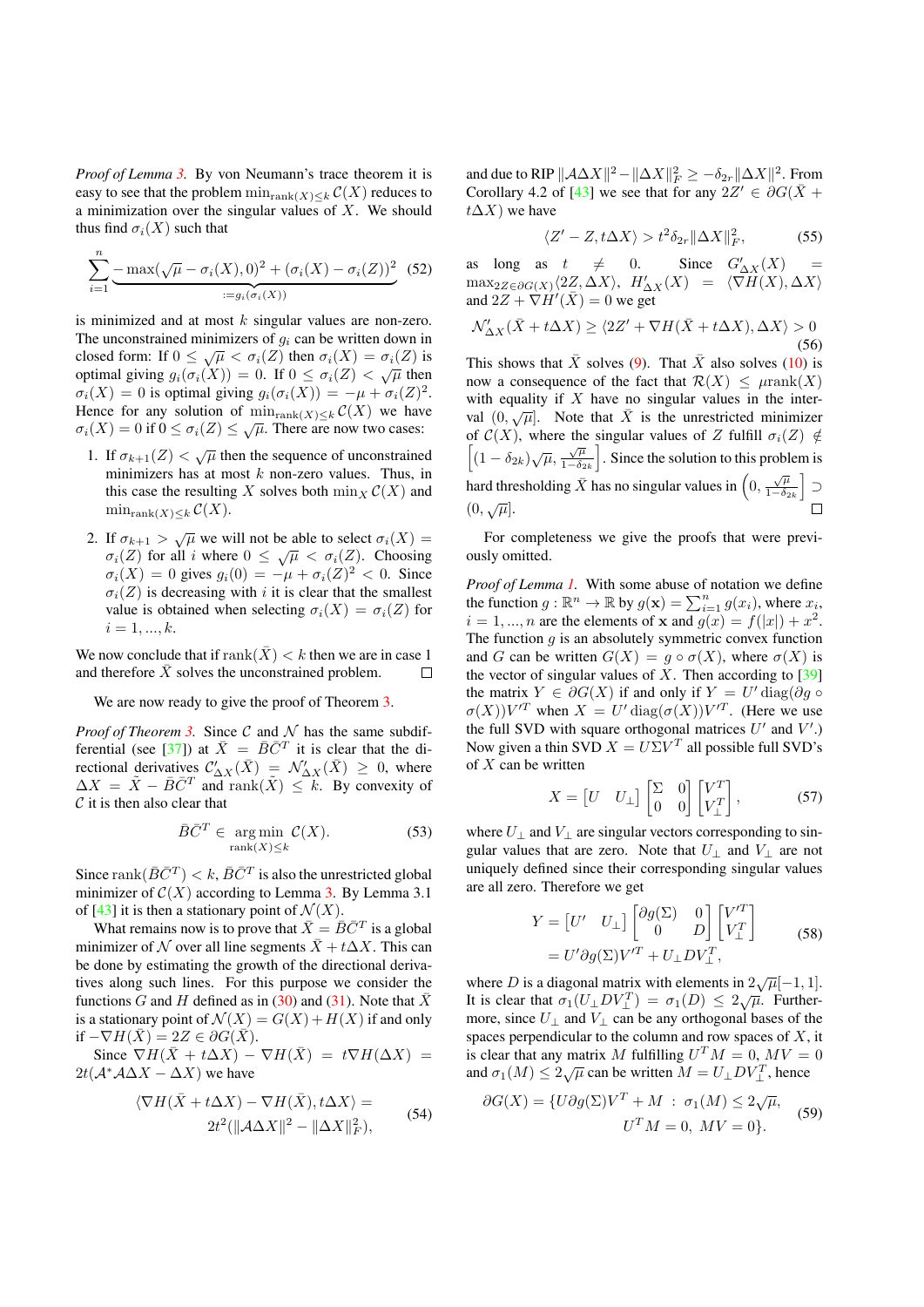*Proof of Lemma 3.* By von Neumann's trace theorem it is easy to see that the problem $\min_{\text{rank}(X)\leq k} \mathcal{C}(X)$ reduces to a minimization over the singular values of $X$. We should thus find $\sigma_i(X)$ such that

$$\sum_{i=1}^{n} \underbrace{-\max(\sqrt{\mu}-\sigma_i(X),0)^2 + (\sigma_i(X)-\sigma_i(Z))^2}_{:=g_i(\sigma_i(X))} \quad (52)$$

is minimized and at most $k$ singular values are non-zero. The unconstrained minimizers of $g_i$ can be written down in closed form: If $0 \leq \sqrt{\mu} < \sigma_i(Z)$ then $\sigma_i(X) = \sigma_i(Z)$ is optimal giving $g_i(\sigma_i(X)) = 0$. If $0 \leq \sigma_i(Z) < \sqrt{\mu}$ then $\sigma_i(X) = 0$ is optimal giving $g_i(\sigma_i(X)) = -\mu + \sigma_i(Z)^2$. Hence for any solution of $\min_{\text{rank}(X)\leq k} \mathcal{C}(X)$ we have $\sigma_i(X) = 0$ if $0 \leq \sigma_i(Z) \leq \sqrt{\mu}$. There are now two cases:

1. If $\sigma_{k+1}(Z) < \sqrt{\mu}$ then the sequence of unconstrained minimizers has at most $k$ non-zero values. Thus, in this case the resulting $X$ solves both $\min_X \mathcal{C}(X)$ and $\min_{\text{rank}(X)\leq k} \mathcal{C}(X)$.
2. If $\sigma_{k+1} > \sqrt{\mu}$ we will not be able to select $\sigma_i(X) = \sigma_i(Z)$ for all $i$ where $0 \leq \sqrt{\mu} < \sigma_i(Z)$. Choosing $\sigma_i(X) = 0$ gives $g_i(0) = -\mu + \sigma_i(Z)^2 < 0$. Since $\sigma_i(Z)$ is decreasing with $i$ it is clear that the smallest value is obtained when selecting $\sigma_i(X) = \sigma_i(Z)$ for $i = 1, ..., k$.

We now conclude that if $\text{rank}(\bar{X}) < k$ then we are in case 1 and therefore $\bar{X}$ solves the unconstrained problem. ∎

We are now ready to give the proof of Theorem 3.

*Proof of Theorem 3.* Since $\mathcal{C}$ and $\mathcal{N}$ has the same subdifferential (see [37]) at $\bar{X} = \bar{B}\bar{C}^T$ it is clear that the directional derivatives $\mathcal{C}'_{\Delta X}(\bar{X}) = \mathcal{N}'_{\Delta X}(\bar{X}) \geq 0$, where $\Delta X = \tilde{X} - \bar{B}\bar{C}^T$ and $\text{rank}(\tilde{X}) \leq k$. By convexity of $\mathcal{C}$ it is then also clear that

$$\bar{B}\bar{C}^T \in \underset{\text{rank}(X)\leq k}{\arg\min}\ \mathcal{C}(X). \quad (53)$$

Since $\text{rank}(\bar{B}\bar{C}^T) < k$, $\bar{B}\bar{C}^T$ is also the unrestricted global minimizer of $\mathcal{C}(X)$ according to Lemma 3. By Lemma 3.1 of [43] it is then a stationary point of $\mathcal{N}(X)$.

What remains now is to prove that $\bar{X} = \bar{B}\bar{C}^T$ is a global minimizer of $\mathcal{N}$ over all line segments $\bar{X} + t\Delta X$. This can be done by estimating the growth of the directional derivatives along such lines. For this purpose we consider the functions $G$ and $H$ defined as in (30) and (31). Note that $\bar{X}$ is a stationary point of $\mathcal{N}(X) = G(X) + H(X)$ if and only if $-\nabla H(\bar{X}) = 2Z \in \partial G(\bar{X})$.

Since $\nabla H(\bar{X} + t\Delta X) - \nabla H(\bar{X}) = t\nabla H(\Delta X) = 2t(\mathcal{A}^*\mathcal{A}\Delta X - \Delta X)$ we have

$$\begin{aligned}\langle \nabla H(\bar{X} + t\Delta X) - \nabla H(\bar{X}), t\Delta X\rangle &= \\ 2t^2(\|\mathcal{A}\Delta X\|^2 &- \|\Delta X\|_F^2),\end{aligned} \quad (54)$$

and due to RIP $\|\mathcal{A}\Delta X\|^2 - \|\Delta X\|_F^2 \geq -\delta_{2r}\|\Delta X\|^2$. From Corollary 4.2 of [43] we see that for any $2Z' \in \partial G(\bar{X} + t\Delta X)$ we have

$$\langle Z' - Z, t\Delta X\rangle > t^2\delta_{2r}\|\Delta X\|_F^2, \quad (55)$$

as long as $t \neq 0$. Since $G'_{\Delta X}(X) = \max_{2Z\in\partial G(X)}\langle 2Z, \Delta X\rangle$, $H'_{\Delta X}(X) = \langle \nabla H(X), \Delta X\rangle$ and $2Z + \nabla H'(\bar{X}) = 0$ we get

$$\mathcal{N}'_{\Delta X}(\bar{X} + t\Delta X) \geq \langle 2Z' + \nabla H(\bar{X} + t\Delta X), \Delta X\rangle > 0 \quad (56)$$

This shows that $\bar{X}$ solves (9). That $\bar{X}$ also solves (10) is now a consequence of the fact that $\mathcal{R}(X) \leq \mu\text{rank}(X)$ with equality if $X$ have no singular values in the interval $(0, \sqrt{\mu}]$. Note that $\bar{X}$ is the unrestricted minimizer of $\mathcal{C}(X)$, where the singular values of $Z$ fulfill $\sigma_i(Z) \notin \left[(1-\delta_{2k})\sqrt{\mu}, \frac{\sqrt{\mu}}{1-\delta_{2k}}\right]$. Since the solution to this problem is hard thresholding $\bar{X}$ has no singular values in $\left(0, \frac{\sqrt{\mu}}{1-\delta_{2k}}\right] \supset (0, \sqrt{\mu}]$. ∎

For completeness we give the proofs that were previously omitted.

*Proof of Lemma 1.* With some abuse of notation we define the function $g : \mathbb{R}^n \to \mathbb{R}$ by $g(\mathbf{x}) = \sum_{i=1}^n g(x_i)$, where $x_i$, $i = 1, ..., n$ are the elements of $\mathbf{x}$ and $g(x) = f(|x|) + x^2$. The function $g$ is an absolutely symmetric convex function and $G$ can be written $G(X) = g \circ \sigma(X)$, where $\sigma(X)$ is the vector of singular values of $X$. Then according to [39] the matrix $Y \in \partial G(X)$ if and only if $Y = U' \operatorname{diag}(\partial g \circ \sigma(X))V'^T$ when $X = U' \operatorname{diag}(\sigma(X))V'^T$. (Here we use the full SVD with square orthogonal matrices $U'$ and $V'$.) Now given a thin SVD $X = U\Sigma V^T$ all possible full SVD's of $X$ can be written

$$X = \begin{bmatrix} U & U_\perp \end{bmatrix} \begin{bmatrix} \Sigma & 0 \\ 0 & 0 \end{bmatrix} \begin{bmatrix} V^T \\ V_\perp^T \end{bmatrix}, \quad (57)$$

where $U_\perp$ and $V_\perp$ are singular vectors corresponding to singular values that are zero. Note that $U_\perp$ and $V_\perp$ are not uniquely defined since their corresponding singular values are all zero. Therefore we get

$$\begin{aligned} Y &= \begin{bmatrix} U' & U_\perp \end{bmatrix} \begin{bmatrix} \partial g(\Sigma) & 0 \\ 0 & D \end{bmatrix} \begin{bmatrix} V'^T \\ V_\perp^T \end{bmatrix} \\ &= U'\partial g(\Sigma)V'^T + U_\perp D V_\perp^T, \end{aligned} \quad (58)$$

where $D$ is a diagonal matrix with elements in $2\sqrt{\mu}[-1, 1]$. It is clear that $\sigma_1(U_\perp D V_\perp^T) = \sigma_1(D) \leq 2\sqrt{\mu}$. Furthermore, since $U_\perp$ and $V_\perp$ can be any orthogonal bases of the spaces perpendicular to the column and row spaces of $X$, it is clear that any matrix $M$ fulfilling $U^T M = 0$, $MV = 0$ and $\sigma_1(M) \leq 2\sqrt{\mu}$ can be written $M = U_\perp D V_\perp^T$, hence

$$\begin{aligned}\partial G(X) = \{U\partial g(\Sigma)V^T + M \ :\ &\sigma_1(M) \leq 2\sqrt{\mu}, \\ &U^T M = 0,\ MV = 0\}.\end{aligned} \quad (59)$$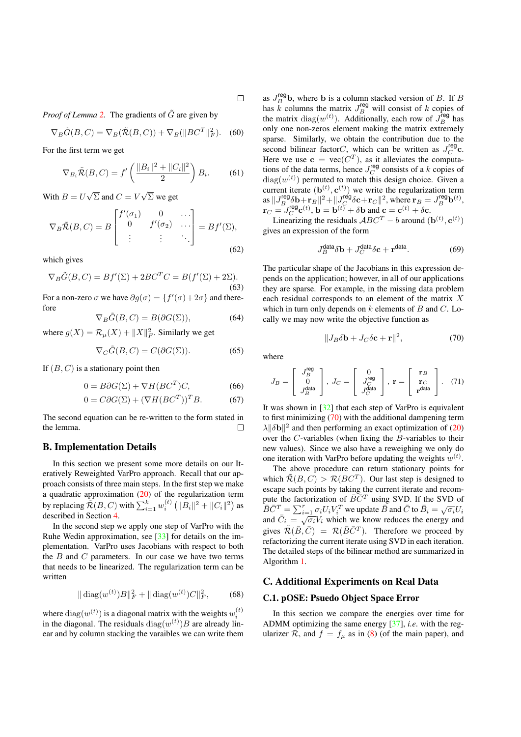$\square$

*Proof of Lemma 2.* The gradients of $\tilde{G}$ are given by

$$\nabla_B \tilde{G}(B,C) = \nabla_B(\tilde{\mathcal{R}}(B,C)) + \nabla_B(\|BC^T\|_F^2). \tag{60}$$

For the first term we get

$$\nabla_{B_i} \tilde{\mathcal{R}}(B,C) = f'\left(\frac{\|B_i\|^2 + \|C_i\|^2}{2}\right) B_i. \tag{61}$$

With $B = U\sqrt{\Sigma}$ and $C = V\sqrt{\Sigma}$ we get

$$\nabla_B \tilde{\mathcal{R}}(B,C) = B \begin{bmatrix} f'(\sigma_1) & 0 & \dots \\ 0 & f'(\sigma_2) & \dots \\ \vdots & \vdots & \ddots \end{bmatrix} = Bf'(\Sigma), \tag{62}$$

which gives

$$\nabla_B \tilde{G}(B,C) = Bf'(\Sigma) + 2BC^TC = B(f'(\Sigma) + 2\Sigma). \tag{63}$$

For a non-zero $\sigma$ we have $\partial g(\sigma) = \{f'(\sigma) + 2\sigma\}$ and therefore

$$\nabla_B \tilde{G}(B,C) = B(\partial G(\Sigma)), \tag{64}$$

where $g(X) = \mathcal{R}_\mu(X) + \|X\|_F^2$. Similarly we get

$$\nabla_C \tilde{G}(B,C) = C(\partial G(\Sigma)). \tag{65}$$

If $(B,C)$ is a stationary point then

$$0 = B\partial G(\Sigma) + \nabla H(BC^T)C, \tag{66}$$

$$0 = C\partial G(\Sigma) + (\nabla H(BC^T))^T B. \tag{67}$$

The second equation can be re-written to the form stated in the lemma. $\square$

## B. Implementation Details

In this section we present some more details on our Iteratively Reweighted VarPro approach. Recall that our approach consists of three main steps. In the first step we make a quadratic approximation (20) of the regularization term by replacing $\tilde{\mathcal{R}}(B,C)$ with $\sum_{i=1}^k w_i^{(t)} \left(\|B_i\|^2 + \|C_i\|^2\right)$ as described in Section 4.

In the second step we apply one step of VarPro with the Ruhe Wedin approximation, see [33] for details on the implementation. VarPro uses Jacobians with respect to both the $B$ and $C$ parameters. In our case we have two terms that needs to be linearized. The regularization term can be written

$$\|\operatorname{diag}(w^{(t)})B\|_F^2 + \|\operatorname{diag}(w^{(t)})C\|_F^2, \tag{68}$$

where $\operatorname{diag}(w^{(t)})$ is a diagonal matrix with the weights $w_i^{(t)}$ in the diagonal. The residuals $\operatorname{diag}(w^{(t)})B$ are already linear and by column stacking the varaibles we can write them as $J_B^{\text{reg}}\mathbf{b}$, where $\mathbf{b}$ is a column stacked version of $B$. If $B$ has $k$ columns the matrix $J_B^{\text{reg}}$ will consist of $k$ copies of the matrix $\operatorname{diag}(w^{(t)})$. Additionally, each row of $J_B^{\text{reg}}$ has only one non-zeros element making the matrix extremely sparse. Similarly, we obtain the contribution due to the second bilinear factor$C$, which can be written as $J_C^{\text{reg}}\mathbf{c}$. Here we use $\mathbf{c} = \operatorname{vec}(C^T)$, as it alleviates the computations of the data terms, hence $J_C^{\text{reg}}$ consists of a $k$ copies of $\operatorname{diag}(w^{(t)})$ permuted to match this design choice. Given a current iterate $(\mathbf{b}^{(t)}, \mathbf{c}^{(t)})$ we write the regularization term as $\|J_B^{\text{reg}}\delta\mathbf{b} + \mathbf{r}_B\|^2 + \|J_C^{\text{reg}}\delta\mathbf{c} + \mathbf{r}_C\|^2$, where $\mathbf{r}_B = J_B^{\text{reg}}\mathbf{b}^{(t)}$, $\mathbf{r}_C = J_C^{\text{reg}}\mathbf{c}^{(t)}$, $\mathbf{b} = \mathbf{b}^{(t)} + \delta\mathbf{b}$ and $\mathbf{c} = \mathbf{c}^{(t)} + \delta\mathbf{c}$.

Linearizing the residuals $\mathcal{A}BC^T - b$ around $(\mathbf{b}^{(t)}, \mathbf{c}^{(t)})$ gives an expression of the form

$$J_B^{\text{data}}\delta\mathbf{b} + J_C^{\text{data}}\delta\mathbf{c} + \mathbf{r}^{\text{data}}. \tag{69}$$

The particular shape of the Jacobians in this expression depends on the application; however, in all of our applications they are sparse. For example, in the missing data problem each residual corresponds to an element of the matrix $X$ which in turn only depends on $k$ elements of $B$ and $C$. Locally we may now write the objective function as

$$\|J_B\delta\mathbf{b} + J_C\delta\mathbf{c} + \mathbf{r}\|^2, \tag{70}$$

where

$$J_B = \begin{bmatrix} J_B^{\text{reg}} \\ 0 \\ J_B^{\text{data}} \end{bmatrix}, \; J_C = \begin{bmatrix} 0 \\ J_C^{\text{reg}} \\ J_C^{\text{data}} \end{bmatrix}, \; \mathbf{r} = \begin{bmatrix} \mathbf{r}_B \\ \mathbf{r}_C \\ \mathbf{r}^{\text{data}} \end{bmatrix}. \tag{71}$$

It was shown in [32] that each step of VarPro is equivalent to first minimizing (70) with the additional dampening term $\lambda\|\delta\mathbf{b}\|^2$ and then performing an exact optimization of (20) over the $C$-variables (when fixing the $B$-variables to their new values). Since we also have a reweighing we only do one iteration with VarPro before updating the weights $w^{(t)}$.

The above procedure can return stationary points for which $\tilde{\mathcal{R}}(B,C) > \mathcal{R}(BC^T)$. Our last step is designed to escape such points by taking the current iterate and recompute the factorization of $\bar{B}\bar{C}^T$ using SVD. If the SVD of $\bar{B}\bar{C}^T = \sum_{i=1}^r \sigma_i U_i V_i^T$ we update $\bar{B}$ and $\bar{C}$ to $\bar{B}_i = \sqrt{\sigma_i}U_i$ and $\bar{C}_i = \sqrt{\sigma_i}V_i$ which we know reduces the energy and gives $\tilde{\mathcal{R}}(\bar{B},\bar{C}) = \mathcal{R}(\bar{B}\bar{C}^T)$. Therefore we proceed by refactorizing the current iterate using SVD in each iteration. The detailed steps of the bilinear method are summarized in Algorithm 1.

## C. Additional Experiments on Real Data

### C.1. pOSE: Psuedo Object Space Error

In this section we compare the energies over time for ADMM optimizing the same energy [37], *i.e.* with the regularizer $\mathcal{R}$, and $f = f_\mu$ as in (8) (of the main paper), and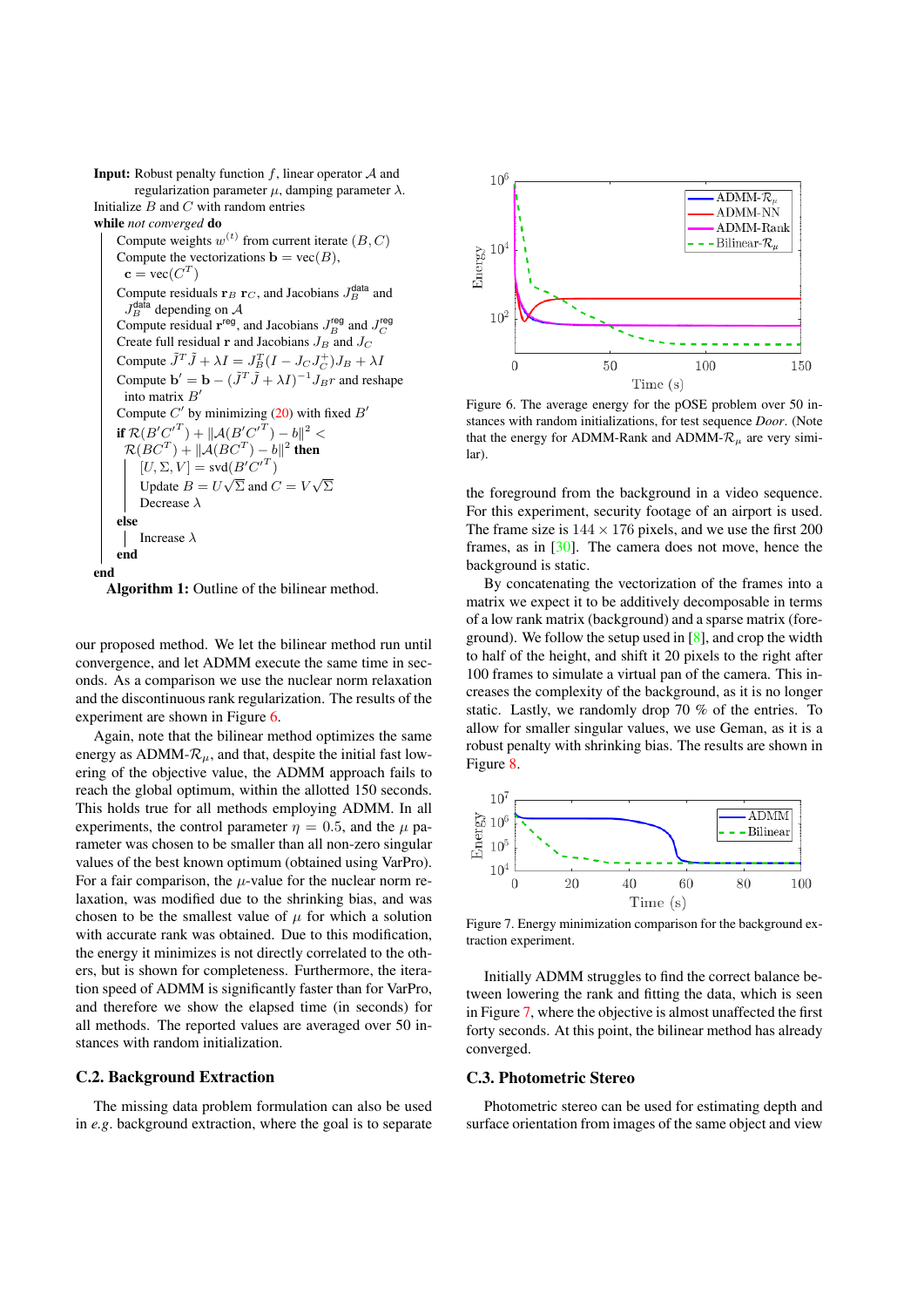**Input:** Robust penalty function $f$, linear operator $\mathcal{A}$ and regularization parameter $\mu$, damping parameter $\lambda$.
Initialize $B$ and $C$ with random entries
**while** *not converged* **do**
  Compute weights $w^{(t)}$ from current iterate $(B, C)$
  Compute the vectorizations $\mathbf{b} = \text{vec}(B)$, $\mathbf{c} = \text{vec}(C^T)$
  Compute residuals $\mathbf{r}_B$ $\mathbf{r}_C$, and Jacobians $J_B^{\text{data}}$ and $J_B^{\text{data}}$ depending on $\mathcal{A}$
  Compute residual $\mathbf{r}^{\text{reg}}$, and Jacobians $J_B^{\text{reg}}$ and $J_C^{\text{reg}}$
  Create full residual $\mathbf{r}$ and Jacobians $J_B$ and $J_C$
  Compute $\tilde{J}^T\tilde{J} + \lambda I = J_B^T(I - J_C J_C^+)J_B + \lambda I$
  Compute $\mathbf{b}' = \mathbf{b} - (\tilde{J}^T\tilde{J} + \lambda I)^{-1}J_B r$ and reshape into matrix $B'$
  Compute $C'$ by minimizing (20) with fixed $B'$
  **if** $\mathcal{R}(B'C'^T) + \|\mathcal{A}(B'C'^T) - b\|^2 < \mathcal{R}(BC^T) + \|\mathcal{A}(BC^T) - b\|^2$ **then**
    $[U, \Sigma, V] = \text{svd}(B'C'^T)$
    Update $B = U\sqrt{\Sigma}$ and $C = V\sqrt{\Sigma}$
    Decrease $\lambda$
  **else**
    Increase $\lambda$
  **end**
**end**

**Algorithm 1:** Outline of the bilinear method.

our proposed method. We let the bilinear method run until convergence, and let ADMM execute the same time in seconds. As a comparison we use the nuclear norm relaxation and the discontinuous rank regularization. The results of the experiment are shown in Figure 6.

Again, note that the bilinear method optimizes the same energy as ADMM-$\mathcal{R}_\mu$, and that, despite the initial fast lowering of the objective value, the ADMM approach fails to reach the global optimum, within the allotted 150 seconds. This holds true for all methods employing ADMM. In all experiments, the control parameter $\eta = 0.5$, and the $\mu$ parameter was chosen to be smaller than all non-zero singular values of the best known optimum (obtained using VarPro). For a fair comparison, the $\mu$-value for the nuclear norm relaxation, was modified due to the shrinking bias, and was chosen to be the smallest value of $\mu$ for which a solution with accurate rank was obtained. Due to this modification, the energy it minimizes is not directly correlated to the others, but is shown for completeness. Furthermore, the iteration speed of ADMM is significantly faster than for VarPro, and therefore we show the elapsed time (in seconds) for all methods. The reported values are averaged over 50 instances with random initialization.

## C.2. Background Extraction

The missing data problem formulation can also be used in *e.g.* background extraction, where the goal is to separate the foreground from the background in a video sequence. For this experiment, security footage of an airport is used. The frame size is $144 \times 176$ pixels, and we use the first 200 frames, as in [30]. The camera does not move, hence the background is static.

Figure 6. The average energy for the pOSE problem over 50 instances with random initializations, for test sequence *Door*. (Note that the energy for ADMM-Rank and ADMM-$\mathcal{R}_\mu$ are very similar).

By concatenating the vectorization of the frames into a matrix we expect it to be additively decomposable in terms of a low rank matrix (background) and a sparse matrix (foreground). We follow the setup used in [8], and crop the width to half of the height, and shift it 20 pixels to the right after 100 frames to simulate a virtual pan of the camera. This increases the complexity of the background, as it is no longer static. Lastly, we randomly drop 70 % of the entries. To allow for smaller singular values, we use Geman, as it is a robust penalty with shrinking bias. The results are shown in Figure 8.

Figure 7. Energy minimization comparison for the background extraction experiment.

Initially ADMM struggles to find the correct balance between lowering the rank and fitting the data, which is seen in Figure 7, where the objective is almost unaffected the first forty seconds. At this point, the bilinear method has already converged.

## C.3. Photometric Stereo

Photometric stereo can be used for estimating depth and surface orientation from images of the same object and view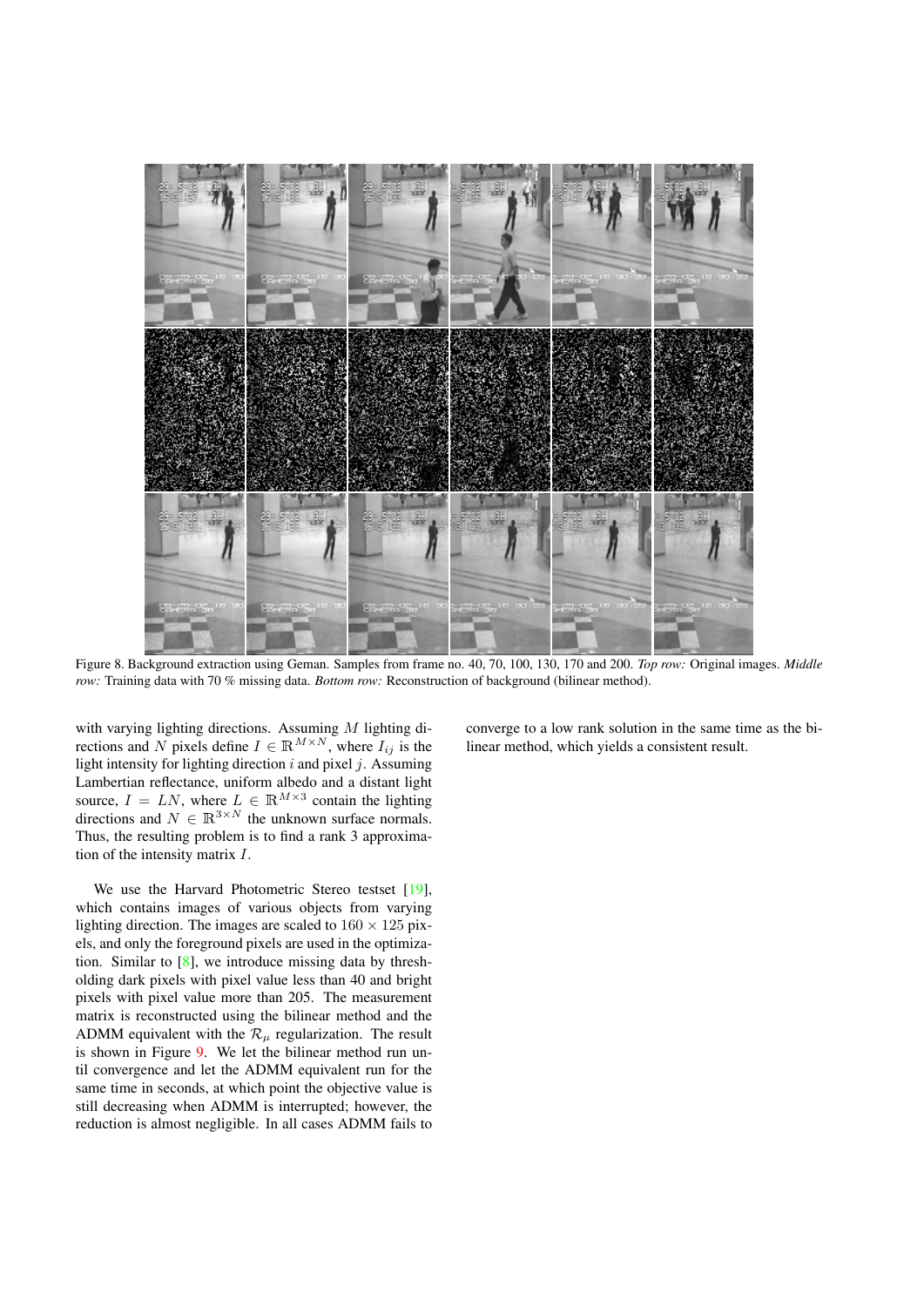Figure 8. Background extraction using Geman. Samples from frame no. 40, 70, 100, 130, 170 and 200. *Top row:* Original images. *Middle row:* Training data with 70 % missing data. *Bottom row:* Reconstruction of background (bilinear method).

with varying lighting directions. Assuming $M$ lighting directions and $N$ pixels define $I \in \mathbb{R}^{M \times N}$, where $I_{ij}$ is the light intensity for lighting direction $i$ and pixel $j$. Assuming Lambertian reflectance, uniform albedo and a distant light source, $I = LN$, where $L \in \mathbb{R}^{M \times 3}$ contain the lighting directions and $N \in \mathbb{R}^{3 \times N}$ the unknown surface normals. Thus, the resulting problem is to find a rank 3 approximation of the intensity matrix $I$.

We use the Harvard Photometric Stereo testset [19], which contains images of various objects from varying lighting direction. The images are scaled to $160 \times 125$ pixels, and only the foreground pixels are used in the optimization. Similar to [8], we introduce missing data by thresholding dark pixels with pixel value less than 40 and bright pixels with pixel value more than 205. The measurement matrix is reconstructed using the bilinear method and the ADMM equivalent with the $\mathcal{R}_\mu$ regularization. The result is shown in Figure 9. We let the bilinear method run until convergence and let the ADMM equivalent run for the same time in seconds, at which point the objective value is still decreasing when ADMM is interrupted; however, the reduction is almost negligible. In all cases ADMM fails to converge to a low rank solution in the same time as the bilinear method, which yields a consistent result.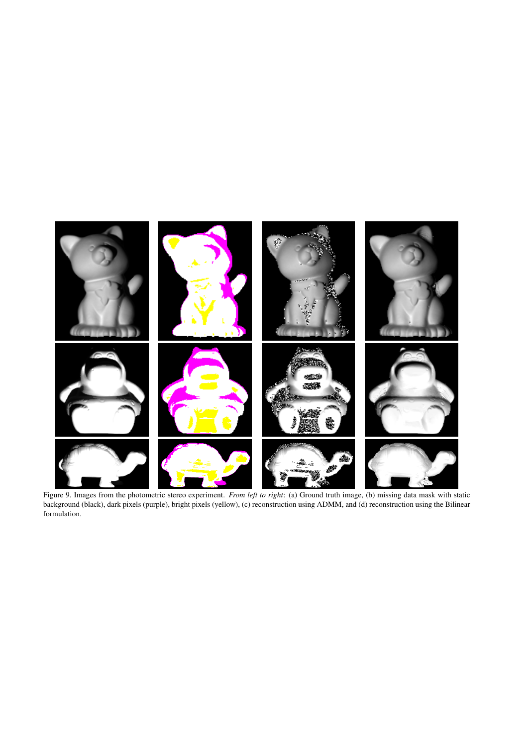Figure 9. Images from the photometric stereo experiment. *From left to right*: (a) Ground truth image, (b) missing data mask with static background (black), dark pixels (purple), bright pixels (yellow), (c) reconstruction using ADMM, and (d) reconstruction using the Bilinear formulation.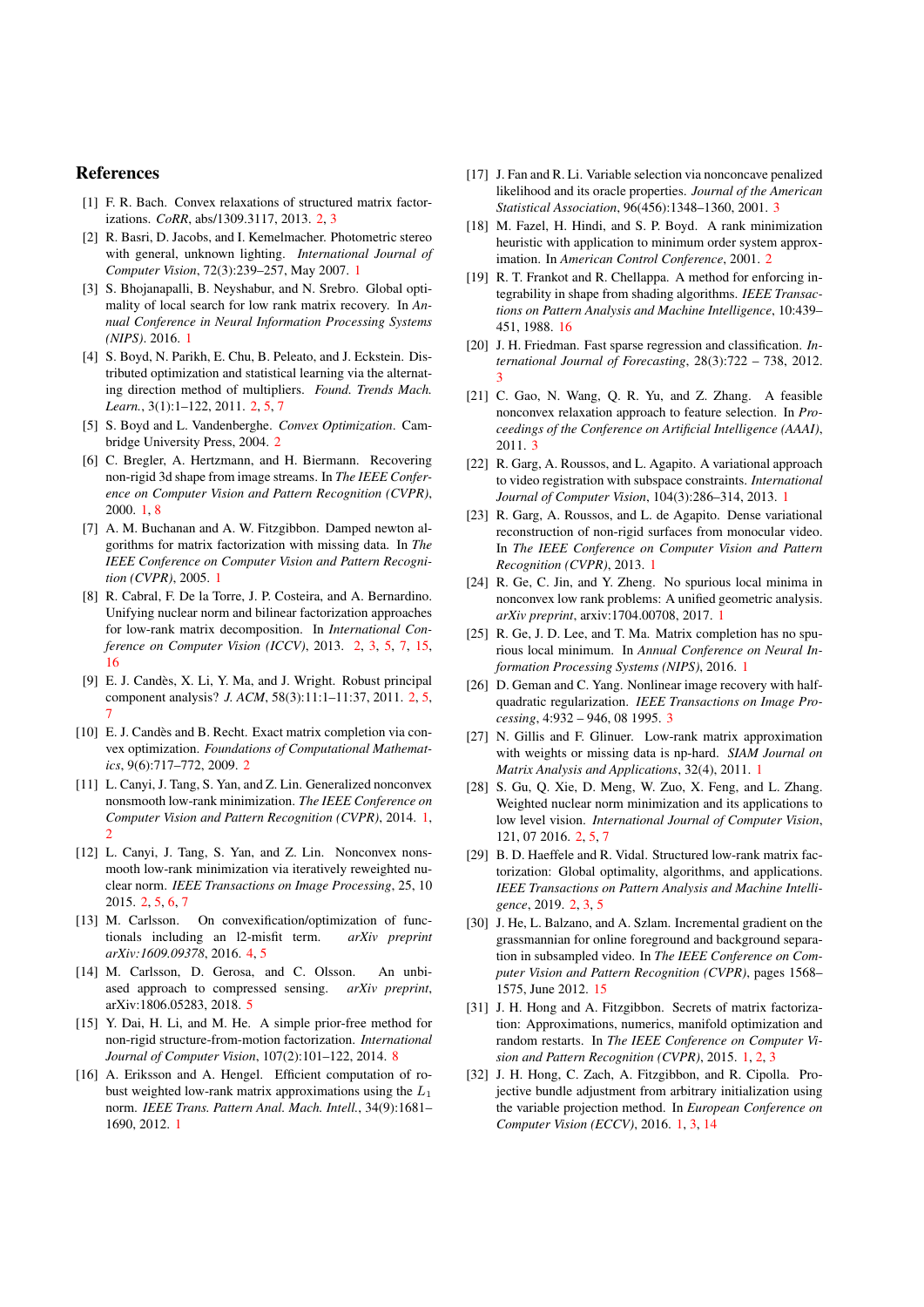# References

[1] F. R. Bach. Convex relaxations of structured matrix factorizations. *CoRR*, abs/1309.3117, 2013. 2, 3

[2] R. Basri, D. Jacobs, and I. Kemelmacher. Photometric stereo with general, unknown lighting. *International Journal of Computer Vision*, 72(3):239–257, May 2007. 1

[3] S. Bhojanapalli, B. Neyshabur, and N. Srebro. Global optimality of local search for low rank matrix recovery. In *Annual Conference in Neural Information Processing Systems (NIPS)*. 2016. 1

[4] S. Boyd, N. Parikh, E. Chu, B. Peleato, and J. Eckstein. Distributed optimization and statistical learning via the alternating direction method of multipliers. *Found. Trends Mach. Learn.*, 3(1):1–122, 2011. 2, 5, 7

[5] S. Boyd and L. Vandenberghe. *Convex Optimization*. Cambridge University Press, 2004. 2

[6] C. Bregler, A. Hertzmann, and H. Biermann. Recovering non-rigid 3d shape from image streams. In *The IEEE Conference on Computer Vision and Pattern Recognition (CVPR)*, 2000. 1, 8

[7] A. M. Buchanan and A. W. Fitzgibbon. Damped newton algorithms for matrix factorization with missing data. In *The IEEE Conference on Computer Vision and Pattern Recognition (CVPR)*, 2005. 1

[8] R. Cabral, F. De la Torre, J. P. Costeira, and A. Bernardino. Unifying nuclear norm and bilinear factorization approaches for low-rank matrix decomposition. In *International Conference on Computer Vision (ICCV)*, 2013. 2, 3, 5, 7, 15, 16

[9] E. J. Candès, X. Li, Y. Ma, and J. Wright. Robust principal component analysis? *J. ACM*, 58(3):11:1–11:37, 2011. 2, 5, 7

[10] E. J. Candès and B. Recht. Exact matrix completion via convex optimization. *Foundations of Computational Mathematics*, 9(6):717–772, 2009. 2

[11] L. Canyi, J. Tang, S. Yan, and Z. Lin. Generalized nonconvex nonsmooth low-rank minimization. *The IEEE Conference on Computer Vision and Pattern Recognition (CVPR)*, 2014. 1, 2

[12] L. Canyi, J. Tang, S. Yan, and Z. Lin. Nonconvex nonsmooth low-rank minimization via iteratively reweighted nuclear norm. *IEEE Transactions on Image Processing*, 25, 10 2015. 2, 5, 6, 7

[13] M. Carlsson. On convexification/optimization of functionals including an l2-misfit term. *arXiv preprint arXiv:1609.09378*, 2016. 4, 5

[14] M. Carlsson, D. Gerosa, and C. Olsson. An unbiased approach to compressed sensing. *arXiv preprint*, arXiv:1806.05283, 2018. 5

[15] Y. Dai, H. Li, and M. He. A simple prior-free method for non-rigid structure-from-motion factorization. *International Journal of Computer Vision*, 107(2):101–122, 2014. 8

[16] A. Eriksson and A. Hengel. Efficient computation of robust weighted low-rank matrix approximations using the $L_1$ norm. *IEEE Trans. Pattern Anal. Mach. Intell.*, 34(9):1681–1690, 2012. 1

[17] J. Fan and R. Li. Variable selection via nonconcave penalized likelihood and its oracle properties. *Journal of the American Statistical Association*, 96(456):1348–1360, 2001. 3

[18] M. Fazel, H. Hindi, and S. P. Boyd. A rank minimization heuristic with application to minimum order system approximation. In *American Control Conference*, 2001. 2

[19] R. T. Frankot and R. Chellappa. A method for enforcing integrability in shape from shading algorithms. *IEEE Transactions on Pattern Analysis and Machine Intelligence*, 10:439–451, 1988. 16

[20] J. H. Friedman. Fast sparse regression and classification. *International Journal of Forecasting*, 28(3):722 – 738, 2012. 3

[21] C. Gao, N. Wang, Q. R. Yu, and Z. Zhang. A feasible nonconvex relaxation approach to feature selection. In *Proceedings of the Conference on Artificial Intelligence (AAAI)*, 2011. 3

[22] R. Garg, A. Roussos, and L. Agapito. A variational approach to video registration with subspace constraints. *International Journal of Computer Vision*, 104(3):286–314, 2013. 1

[23] R. Garg, A. Roussos, and L. de Agapito. Dense variational reconstruction of non-rigid surfaces from monocular video. In *The IEEE Conference on Computer Vision and Pattern Recognition (CVPR)*, 2013. 1

[24] R. Ge, C. Jin, and Y. Zheng. No spurious local minima in nonconvex low rank problems: A unified geometric analysis. *arXiv preprint*, arxiv:1704.00708, 2017. 1

[25] R. Ge, J. D. Lee, and T. Ma. Matrix completion has no spurious local minimum. In *Annual Conference on Neural Information Processing Systems (NIPS)*, 2016. 1

[26] D. Geman and C. Yang. Nonlinear image recovery with half-quadratic regularization. *IEEE Transactions on Image Processing*, 4:932 – 946, 08 1995. 3

[27] N. Gillis and F. Glinuer. Low-rank matrix approximation with weights or missing data is np-hard. *SIAM Journal on Matrix Analysis and Applications*, 32(4), 2011. 1

[28] S. Gu, Q. Xie, D. Meng, W. Zuo, X. Feng, and L. Zhang. Weighted nuclear norm minimization and its applications to low level vision. *International Journal of Computer Vision*, 121, 07 2016. 2, 5, 7

[29] B. D. Haeffele and R. Vidal. Structured low-rank matrix factorization: Global optimality, algorithms, and applications. *IEEE Transactions on Pattern Analysis and Machine Intelligence*, 2019. 2, 3, 5

[30] J. He, L. Balzano, and A. Szlam. Incremental gradient on the grassmannian for online foreground and background separation in subsampled video. In *The IEEE Conference on Computer Vision and Pattern Recognition (CVPR)*, pages 1568–1575, June 2012. 15

[31] J. H. Hong and A. Fitzgibbon. Secrets of matrix factorization: Approximations, numerics, manifold optimization and random restarts. In *The IEEE Conference on Computer Vision and Pattern Recognition (CVPR)*, 2015. 1, 2, 3

[32] J. H. Hong, C. Zach, A. Fitzgibbon, and R. Cipolla. Projective bundle adjustment from arbitrary initialization using the variable projection method. In *European Conference on Computer Vision (ECCV)*, 2016. 1, 3, 14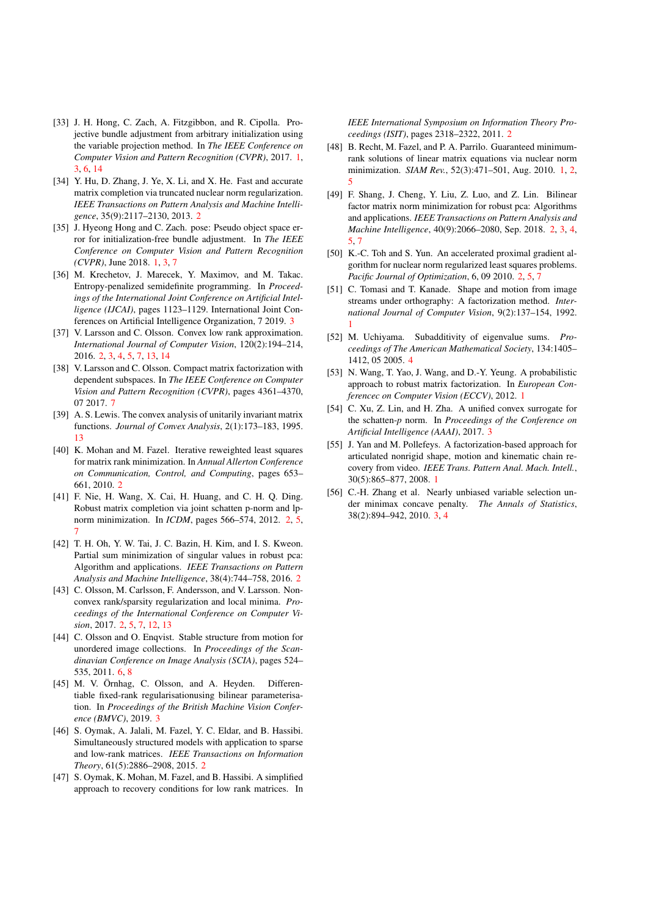[33] J. H. Hong, C. Zach, A. Fitzgibbon, and R. Cipolla. Projective bundle adjustment from arbitrary initialization using the variable projection method. In *The IEEE Conference on Computer Vision and Pattern Recognition (CVPR)*, 2017. 1, 3, 6, 14

[34] Y. Hu, D. Zhang, J. Ye, X. Li, and X. He. Fast and accurate matrix completion via truncated nuclear norm regularization. *IEEE Transactions on Pattern Analysis and Machine Intelligence*, 35(9):2117–2130, 2013. 2

[35] J. Hyeong Hong and C. Zach. pose: Pseudo object space error for initialization-free bundle adjustment. In *The IEEE Conference on Computer Vision and Pattern Recognition (CVPR)*, June 2018. 1, 3, 7

[36] M. Krechetov, J. Marecek, Y. Maximov, and M. Takac. Entropy-penalized semidefinite programming. In *Proceedings of the International Joint Conference on Artificial Intelligence (IJCAI)*, pages 1123–1129. International Joint Conferences on Artificial Intelligence Organization, 7 2019. 3

[37] V. Larsson and C. Olsson. Convex low rank approximation. *International Journal of Computer Vision*, 120(2):194–214, 2016. 2, 3, 4, 5, 7, 13, 14

[38] V. Larsson and C. Olsson. Compact matrix factorization with dependent subspaces. In *The IEEE Conference on Computer Vision and Pattern Recognition (CVPR)*, pages 4361–4370, 07 2017. 7

[39] A. S. Lewis. The convex analysis of unitarily invariant matrix functions. *Journal of Convex Analysis*, 2(1):173–183, 1995. 13

[40] K. Mohan and M. Fazel. Iterative reweighted least squares for matrix rank minimization. In *Annual Allerton Conference on Communication, Control, and Computing*, pages 653–661, 2010. 2

[41] F. Nie, H. Wang, X. Cai, H. Huang, and C. H. Q. Ding. Robust matrix completion via joint schatten p-norm and lp-norm minimization. In *ICDM*, pages 566–574, 2012. 2, 5, 7

[42] T. H. Oh, Y. W. Tai, J. C. Bazin, H. Kim, and I. S. Kweon. Partial sum minimization of singular values in robust pca: Algorithm and applications. *IEEE Transactions on Pattern Analysis and Machine Intelligence*, 38(4):744–758, 2016. 2

[43] C. Olsson, M. Carlsson, F. Andersson, and V. Larsson. Non-convex rank/sparsity regularization and local minima. *Proceedings of the International Conference on Computer Vision*, 2017. 2, 5, 7, 12, 13

[44] C. Olsson and O. Enqvist. Stable structure from motion for unordered image collections. In *Proceedings of the Scandinavian Conference on Image Analysis (SCIA)*, pages 524–535, 2011. 6, 8

[45] M. V. Örnhag, C. Olsson, and A. Heyden. Differentiable fixed-rank regularisationusing bilinear parameterisation. In *Proceedings of the British Machine Vision Conference (BMVC)*, 2019. 3

[46] S. Oymak, A. Jalali, M. Fazel, Y. C. Eldar, and B. Hassibi. Simultaneously structured models with application to sparse and low-rank matrices. *IEEE Transactions on Information Theory*, 61(5):2886–2908, 2015. 2

[47] S. Oymak, K. Mohan, M. Fazel, and B. Hassibi. A simplified approach to recovery conditions for low rank matrices. In *IEEE International Symposium on Information Theory Proceedings (ISIT)*, pages 2318–2322, 2011. 2

[48] B. Recht, M. Fazel, and P. A. Parrilo. Guaranteed minimum-rank solutions of linear matrix equations via nuclear norm minimization. *SIAM Rev.*, 52(3):471–501, Aug. 2010. 1, 2, 5

[49] F. Shang, J. Cheng, Y. Liu, Z. Luo, and Z. Lin. Bilinear factor matrix norm minimization for robust pca: Algorithms and applications. *IEEE Transactions on Pattern Analysis and Machine Intelligence*, 40(9):2066–2080, Sep. 2018. 2, 3, 4, 5, 7

[50] K.-C. Toh and S. Yun. An accelerated proximal gradient algorithm for nuclear norm regularized least squares problems. *Pacific Journal of Optimization*, 6, 09 2010. 2, 5, 7

[51] C. Tomasi and T. Kanade. Shape and motion from image streams under orthography: A factorization method. *International Journal of Computer Vision*, 9(2):137–154, 1992. 1

[52] M. Uchiyama. Subadditivity of eigenvalue sums. *Proceedings of The American Mathematical Society*, 134:1405–1412, 05 2005. 4

[53] N. Wang, T. Yao, J. Wang, and D.-Y. Yeung. A probabilistic approach to robust matrix factorization. In *European Conferencec on Computer Vision (ECCV)*, 2012. 1

[54] C. Xu, Z. Lin, and H. Zha. A unified convex surrogate for the schatten-*p* norm. In *Proceedings of the Conference on Artificial Intelligence (AAAI)*, 2017. 3

[55] J. Yan and M. Pollefeys. A factorization-based approach for articulated nonrigid shape, motion and kinematic chain recovery from video. *IEEE Trans. Pattern Anal. Mach. Intell.*, 30(5):865–877, 2008. 1

[56] C.-H. Zhang et al. Nearly unbiased variable selection under minimax concave penalty. *The Annals of Statistics*, 38(2):894–942, 2010. 3, 4